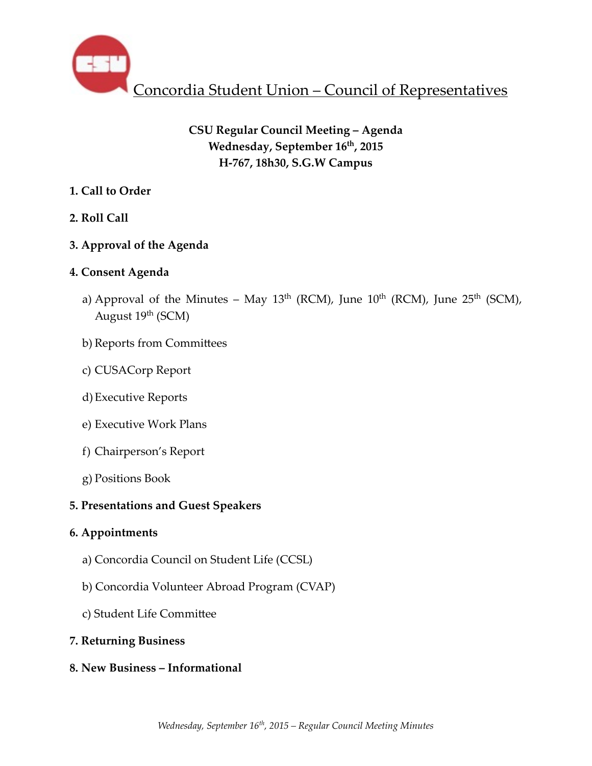# Concordia Student Union – Council of Representatives

**CSU Regular Council Meeting – Agenda**
**Wednesday, September 16th, 2015**
**H-767, 18h30, S.G.W Campus**

**1. Call to Order**

**2. Roll Call**

**3. Approval of the Agenda**

**4. Consent Agenda**

a) Approval of the Minutes – May 13th (RCM), June 10th (RCM), June 25th (SCM), August 19th (SCM)

b) Reports from Committees

c) CUSACorp Report

d) Executive Reports

e) Executive Work Plans

f) Chairperson's Report

g) Positions Book

**5. Presentations and Guest Speakers**

**6. Appointments**

a) Concordia Council on Student Life (CCSL)

b) Concordia Volunteer Abroad Program (CVAP)

c) Student Life Committee

**7. Returning Business**

**8. New Business – Informational**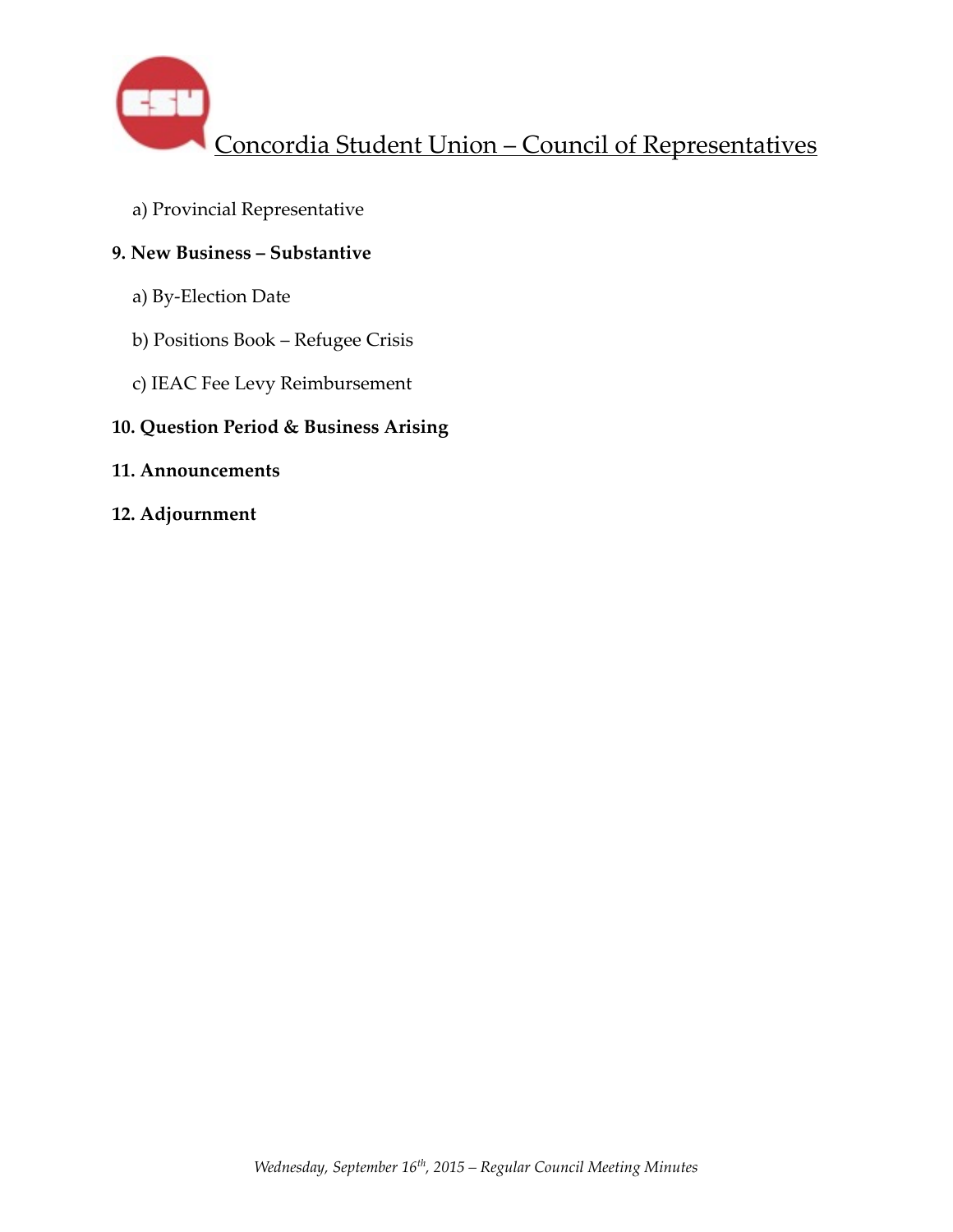a) Provincial Representative

**9. New Business – Substantive**

a) By-Election Date

b) Positions Book – Refugee Crisis

c) IEAC Fee Levy Reimbursement

**10. Question Period & Business Arising**

**11. Announcements**

**12. Adjournment**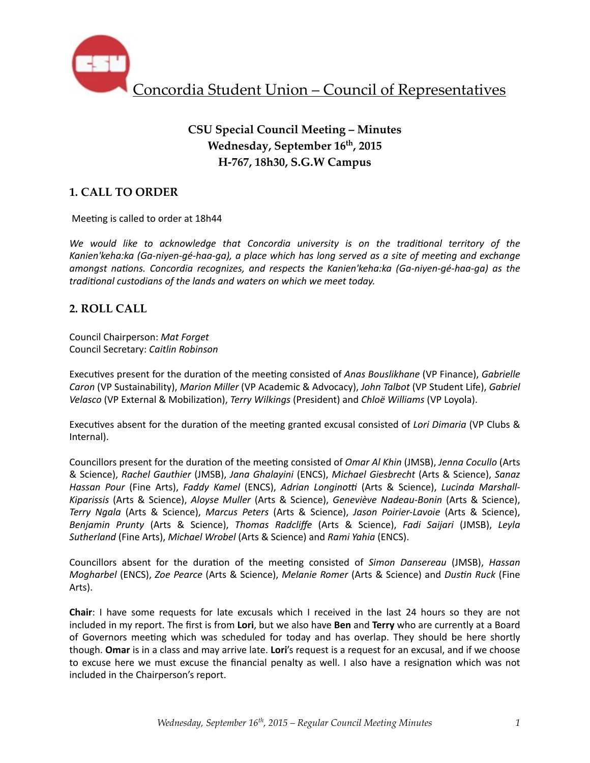# Concordia Student Union – Council of Representatives

**CSU Special Council Meeting – Minutes**
**Wednesday, September 16th, 2015**
**H-767, 18h30, S.G.W Campus**

## 1. CALL TO ORDER

Meeting is called to order at 18h44

*We would like to acknowledge that Concordia university is on the traditional territory of the Kanien'keha:ka (Ga-niyen-gé-haa-ga), a place which has long served as a site of meeting and exchange amongst nations. Concordia recognizes, and respects the Kanien'keha:ka (Ga-niyen-gé-haa-ga) as the traditional custodians of the lands and waters on which we meet today.*

## 2. ROLL CALL

Council Chairperson: *Mat Forget*
Council Secretary: *Caitlin Robinson*

Executives present for the duration of the meeting consisted of *Anas Bouslikhane* (VP Finance), *Gabrielle Caron* (VP Sustainability), *Marion Miller* (VP Academic & Advocacy), *John Talbot* (VP Student Life), *Gabriel Velasco* (VP External & Mobilization), *Terry Wilkings* (President) and *Chloë Williams* (VP Loyola).

Executives absent for the duration of the meeting granted excusal consisted of *Lori Dimaria* (VP Clubs & Internal).

Councillors present for the duration of the meeting consisted of *Omar Al Khin* (JMSB), *Jenna Cocullo* (Arts & Science), *Rachel Gauthier* (JMSB), *Jana Ghalayini* (ENCS), *Michael Giesbrecht* (Arts & Science), *Sanaz Hassan Pour* (Fine Arts), *Faddy Kamel* (ENCS), *Adrian Longinotti* (Arts & Science), *Lucinda Marshall-Kiparissis* (Arts & Science), *Aloyse Muller* (Arts & Science), *Geneviève Nadeau-Bonin* (Arts & Science), *Terry Ngala* (Arts & Science), *Marcus Peters* (Arts & Science), *Jason Poirier-Lavoie* (Arts & Science), *Benjamin Prunty* (Arts & Science), *Thomas Radcliffe* (Arts & Science), *Fadi Saijari* (JMSB), *Leyla Sutherland* (Fine Arts), *Michael Wrobel* (Arts & Science) and *Rami Yahia* (ENCS).

Councillors absent for the duration of the meeting consisted of *Simon Dansereau* (JMSB), *Hassan Mogharbel* (ENCS), *Zoe Pearce* (Arts & Science), *Melanie Romer* (Arts & Science) and *Dustin Ruck* (Fine Arts).

**Chair**: I have some requests for late excusals which I received in the last 24 hours so they are not included in my report. The first is from **Lori**, but we also have **Ben** and **Terry** who are currently at a Board of Governors meeting which was scheduled for today and has overlap. They should be here shortly though. **Omar** is in a class and may arrive late. **Lori**'s request is a request for an excusal, and if we choose to excuse here we must excuse the financial penalty as well. I also have a resignation which was not included in the Chairperson's report.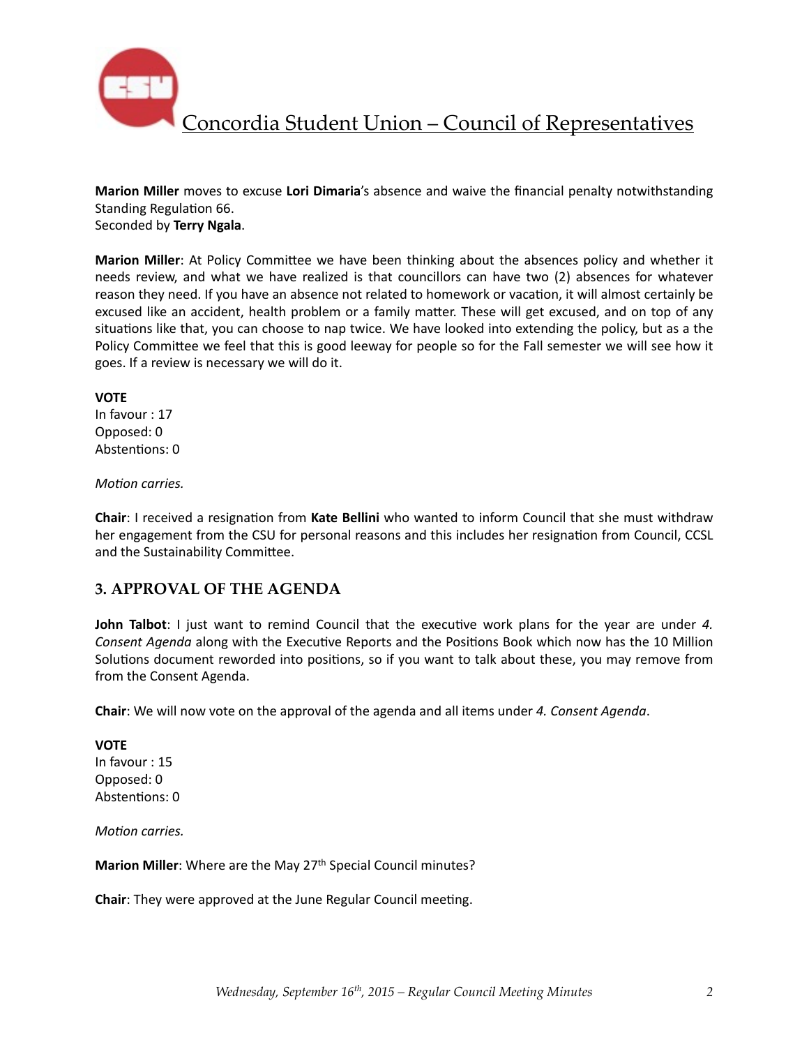**Marion Miller** moves to excuse **Lori Dimaria**'s absence and waive the financial penalty notwithstanding Standing Regulation 66.
Seconded by **Terry Ngala**.

**Marion Miller**: At Policy Committee we have been thinking about the absences policy and whether it needs review, and what we have realized is that councillors can have two (2) absences for whatever reason they need. If you have an absence not related to homework or vacation, it will almost certainly be excused like an accident, health problem or a family matter. These will get excused, and on top of any situations like that, you can choose to nap twice. We have looked into extending the policy, but as a the Policy Committee we feel that this is good leeway for people so for the Fall semester we will see how it goes. If a review is necessary we will do it.

**VOTE**
In favour : 17
Opposed: 0
Abstentions: 0

*Motion carries.*

**Chair**: I received a resignation from **Kate Bellini** who wanted to inform Council that she must withdraw her engagement from the CSU for personal reasons and this includes her resignation from Council, CCSL and the Sustainability Committee.

## 3. APPROVAL OF THE AGENDA

**John Talbot**: I just want to remind Council that the executive work plans for the year are under *4. Consent Agenda* along with the Executive Reports and the Positions Book which now has the 10 Million Solutions document reworded into positions, so if you want to talk about these, you may remove from from the Consent Agenda.

**Chair**: We will now vote on the approval of the agenda and all items under *4. Consent Agenda*.

**VOTE**
In favour : 15
Opposed: 0
Abstentions: 0

*Motion carries.*

**Marion Miller**: Where are the May 27th Special Council minutes?

**Chair**: They were approved at the June Regular Council meeting.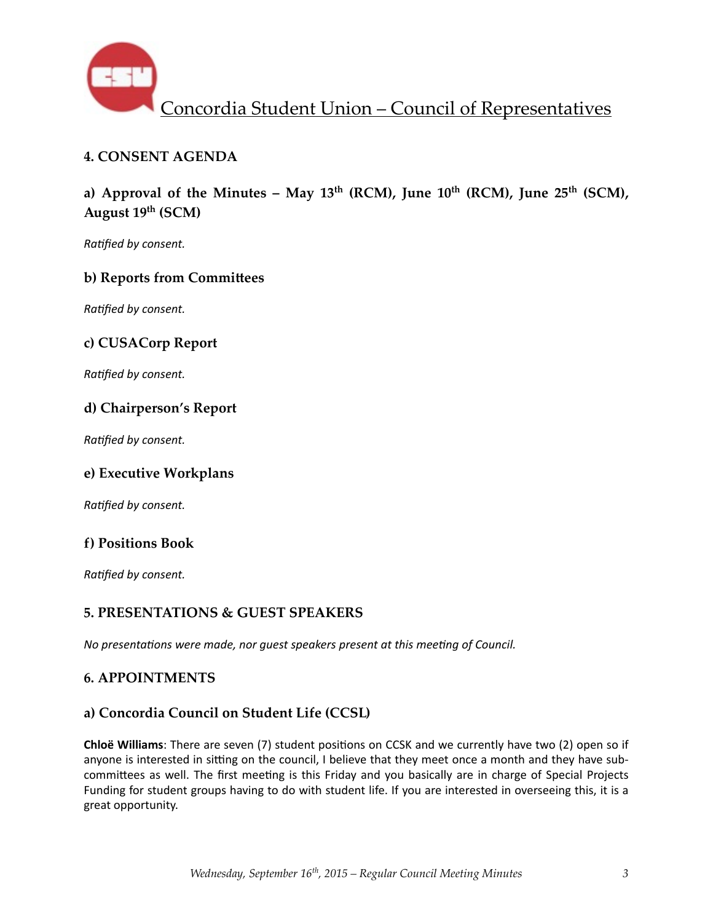## 4. CONSENT AGENDA

### a) Approval of the Minutes – May 13th (RCM), June 10th (RCM), June 25th (SCM), August 19th (SCM)

*Ratified by consent.*

### b) Reports from Committees

*Ratified by consent.*

### c) CUSACorp Report

*Ratified by consent.*

### d) Chairperson's Report

*Ratified by consent.*

### e) Executive Workplans

*Ratified by consent.*

### f) Positions Book

*Ratified by consent.*

## 5. PRESENTATIONS & GUEST SPEAKERS

*No presentations were made, nor guest speakers present at this meeting of Council.*

## 6. APPOINTMENTS

### a) Concordia Council on Student Life (CCSL)

**Chloë Williams**: There are seven (7) student positions on CCSK and we currently have two (2) open so if anyone is interested in sitting on the council, I believe that they meet once a month and they have sub-committees as well. The first meeting is this Friday and you basically are in charge of Special Projects Funding for student groups having to do with student life. If you are interested in overseeing this, it is a great opportunity.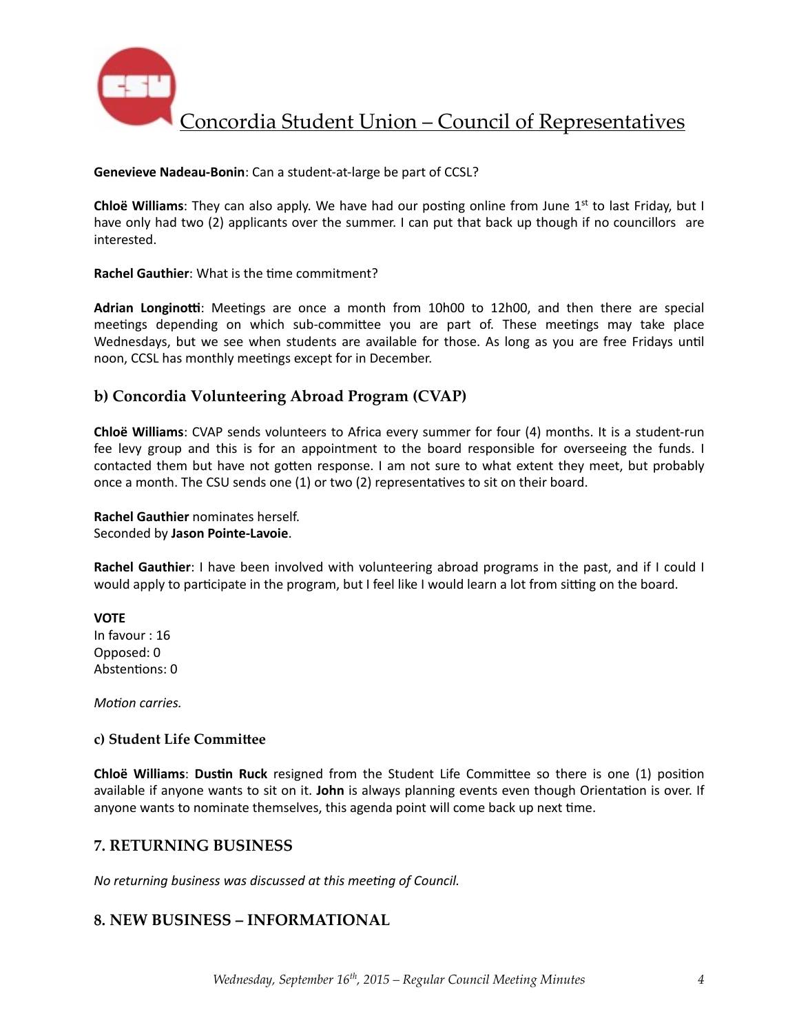**Genevieve Nadeau-Bonin**: Can a student-at-large be part of CCSL?

**Chloë Williams**: They can also apply. We have had our posting online from June 1st to last Friday, but I have only had two (2) applicants over the summer. I can put that back up though if no councillors are interested.

**Rachel Gauthier**: What is the time commitment?

**Adrian Longinotti**: Meetings are once a month from 10h00 to 12h00, and then there are special meetings depending on which sub-committee you are part of. These meetings may take place Wednesdays, but we see when students are available for those. As long as you are free Fridays until noon, CCSL has monthly meetings except for in December.

## b) Concordia Volunteering Abroad Program (CVAP)

**Chloë Williams**: CVAP sends volunteers to Africa every summer for four (4) months. It is a student-run fee levy group and this is for an appointment to the board responsible for overseeing the funds. I contacted them but have not gotten response. I am not sure to what extent they meet, but probably once a month. The CSU sends one (1) or two (2) representatives to sit on their board.

**Rachel Gauthier** nominates herself.
Seconded by **Jason Pointe-Lavoie**.

**Rachel Gauthier**: I have been involved with volunteering abroad programs in the past, and if I could I would apply to participate in the program, but I feel like I would learn a lot from sitting on the board.

**VOTE**
In favour : 16
Opposed: 0
Abstentions: 0

*Motion carries.*

### c) Student Life Committee

**Chloë Williams**: **Dustin Ruck** resigned from the Student Life Committee so there is one (1) position available if anyone wants to sit on it. **John** is always planning events even though Orientation is over. If anyone wants to nominate themselves, this agenda point will come back up next time.

## 7. RETURNING BUSINESS

*No returning business was discussed at this meeting of Council.*

## 8. NEW BUSINESS – INFORMATIONAL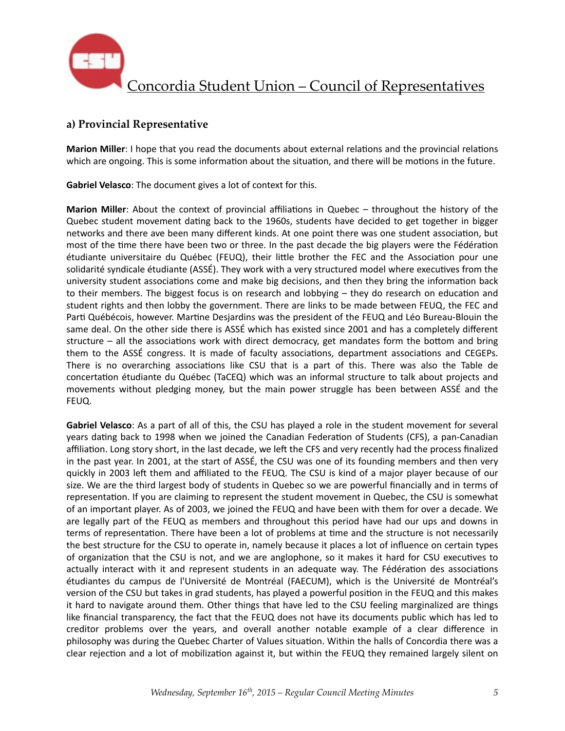### a) Provincial Representative

**Marion Miller**: I hope that you read the documents about external relations and the provincial relations which are ongoing. This is some information about the situation, and there will be motions in the future.

**Gabriel Velasco**: The document gives a lot of context for this.

**Marion Miller**: About the context of provincial affiliations in Quebec – throughout the history of the Quebec student movement dating back to the 1960s, students have decided to get together in bigger networks and there ave been many different kinds. At one point there was one student association, but most of the time there have been two or three. In the past decade the big players were the Fédération étudiante universitaire du Québec (FEUQ), their little brother the FEC and the Association pour une solidarité syndicale étudiante (ASSÉ). They work with a very structured model where executives from the university student associations come and make big decisions, and then they bring the information back to their members. The biggest focus is on research and lobbying – they do research on education and student rights and then lobby the government. There are links to be made between FEUQ, the FEC and Parti Québécois, however. Martine Desjardins was the president of the FEUQ and Léo Bureau-Blouin the same deal. On the other side there is ASSÉ which has existed since 2001 and has a completely different structure – all the associations work with direct democracy, get mandates form the bottom and bring them to the ASSÉ congress. It is made of faculty associations, department associations and CEGEPs. There is no overarching associations like CSU that is a part of this. There was also the Table de concertation étudiante du Québec (TaCEQ) which was an informal structure to talk about projects and movements without pledging money, but the main power struggle has been between ASSÉ and the FEUQ.

**Gabriel Velasco**: As a part of all of this, the CSU has played a role in the student movement for several years dating back to 1998 when we joined the Canadian Federation of Students (CFS), a pan-Canadian affiliation. Long story short, in the last decade, we left the CFS and very recently had the process finalized in the past year. In 2001, at the start of ASSÉ, the CSU was one of its founding members and then very quickly in 2003 left them and affiliated to the FEUQ. The CSU is kind of a major player because of our size. We are the third largest body of students in Quebec so we are powerful financially and in terms of representation. If you are claiming to represent the student movement in Quebec, the CSU is somewhat of an important player. As of 2003, we joined the FEUQ and have been with them for over a decade. We are legally part of the FEUQ as members and throughout this period have had our ups and downs in terms of representation. There have been a lot of problems at time and the structure is not necessarily the best structure for the CSU to operate in, namely because it places a lot of influence on certain types of organization that the CSU is not, and we are anglophone, so it makes it hard for CSU executives to actually interact with it and represent students in an adequate way. The Fédération des associations étudiantes du campus de l'Université de Montréal (FAECUM), which is the Université de Montréal's version of the CSU but takes in grad students, has played a powerful position in the FEUQ and this makes it hard to navigate around them. Other things that have led to the CSU feeling marginalized are things like financial transparency, the fact that the FEUQ does not have its documents public which has led to creditor problems over the years, and overall another notable example of a clear difference in philosophy was during the Quebec Charter of Values situation. Within the halls of Concordia there was a clear rejection and a lot of mobilization against it, but within the FEUQ they remained largely silent on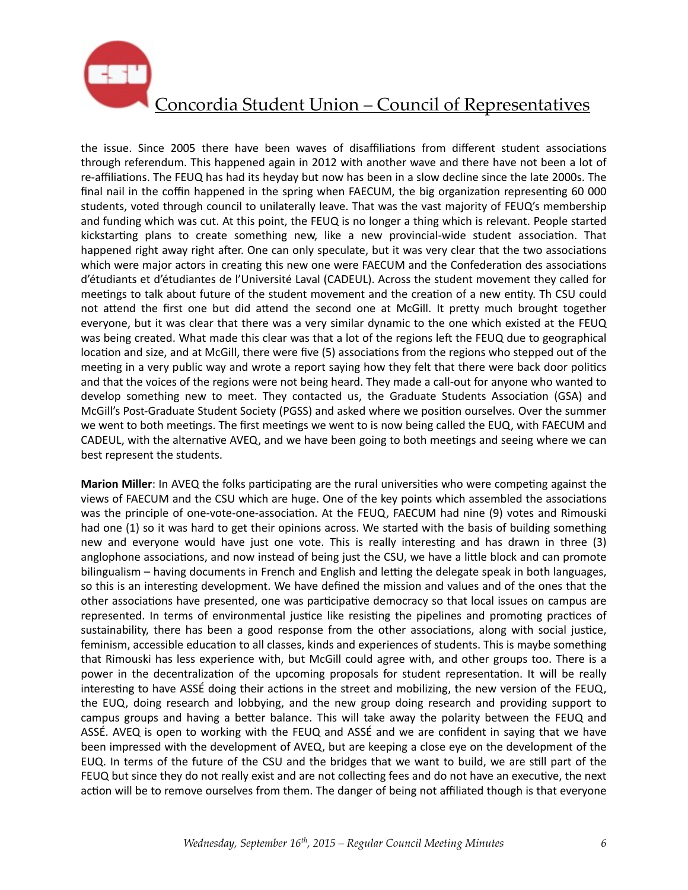the issue. Since 2005 there have been waves of disaffiliations from different student associations through referendum. This happened again in 2012 with another wave and there have not been a lot of re-affiliations. The FEUQ has had its heyday but now has been in a slow decline since the late 2000s. The final nail in the coffin happened in the spring when FAECUM, the big organization representing 60 000 students, voted through council to unilaterally leave. That was the vast majority of FEUQ's membership and funding which was cut. At this point, the FEUQ is no longer a thing which is relevant. People started kickstarting plans to create something new, like a new provincial-wide student association. That happened right away right after. One can only speculate, but it was very clear that the two associations which were major actors in creating this new one were FAECUM and the Confederation des associations d'étudiants et d'étudiantes de l'Université Laval (CADEUL). Across the student movement they called for meetings to talk about future of the student movement and the creation of a new entity. Th CSU could not attend the first one but did attend the second one at McGill. It pretty much brought together everyone, but it was clear that there was a very similar dynamic to the one which existed at the FEUQ was being created. What made this clear was that a lot of the regions left the FEUQ due to geographical location and size, and at McGill, there were five (5) associations from the regions who stepped out of the meeting in a very public way and wrote a report saying how they felt that there were back door politics and that the voices of the regions were not being heard. They made a call-out for anyone who wanted to develop something new to meet. They contacted us, the Graduate Students Association (GSA) and McGill's Post-Graduate Student Society (PGSS) and asked where we position ourselves. Over the summer we went to both meetings. The first meetings we went to is now being called the EUQ, with FAECUM and CADEUL, with the alternative AVEQ, and we have been going to both meetings and seeing where we can best represent the students.

**Marion Miller**: In AVEQ the folks participating are the rural universities who were competing against the views of FAECUM and the CSU which are huge. One of the key points which assembled the associations was the principle of one-vote-one-association. At the FEUQ, FAECUM had nine (9) votes and Rimouski had one (1) so it was hard to get their opinions across. We started with the basis of building something new and everyone would have just one vote. This is really interesting and has drawn in three (3) anglophone associations, and now instead of being just the CSU, we have a little block and can promote bilingualism – having documents in French and English and letting the delegate speak in both languages, so this is an interesting development. We have defined the mission and values and of the ones that the other associations have presented, one was participative democracy so that local issues on campus are represented. In terms of environmental justice like resisting the pipelines and promoting practices of sustainability, there has been a good response from the other associations, along with social justice, feminism, accessible education to all classes, kinds and experiences of students. This is maybe something that Rimouski has less experience with, but McGill could agree with, and other groups too. There is a power in the decentralization of the upcoming proposals for student representation. It will be really interesting to have ASSÉ doing their actions in the street and mobilizing, the new version of the FEUQ, the EUQ, doing research and lobbying, and the new group doing research and providing support to campus groups and having a better balance. This will take away the polarity between the FEUQ and ASSÉ. AVEQ is open to working with the FEUQ and ASSÉ and we are confident in saying that we have been impressed with the development of AVEQ, but are keeping a close eye on the development of the EUQ. In terms of the future of the CSU and the bridges that we want to build, we are still part of the FEUQ but since they do not really exist and are not collecting fees and do not have an executive, the next action will be to remove ourselves from them. The danger of being not affiliated though is that everyone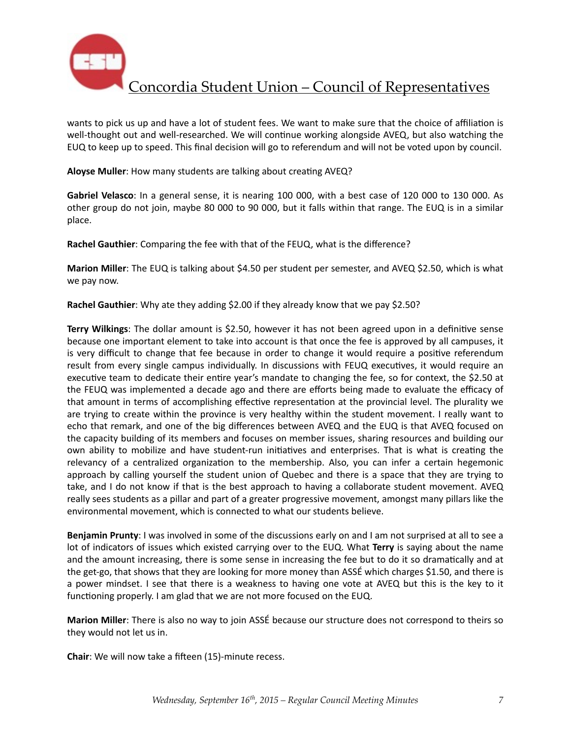wants to pick us up and have a lot of student fees. We want to make sure that the choice of affiliation is well-thought out and well-researched. We will continue working alongside AVEQ, but also watching the EUQ to keep up to speed. This final decision will go to referendum and will not be voted upon by council.

**Aloyse Muller**: How many students are talking about creating AVEQ?

**Gabriel Velasco**: In a general sense, it is nearing 100 000, with a best case of 120 000 to 130 000. As other group do not join, maybe 80 000 to 90 000, but it falls within that range. The EUQ is in a similar place.

**Rachel Gauthier**: Comparing the fee with that of the FEUQ, what is the difference?

**Marion Miller**: The EUQ is talking about $4.50 per student per semester, and AVEQ $2.50, which is what we pay now.

**Rachel Gauthier**: Why ate they adding $2.00 if they already know that we pay $2.50?

**Terry Wilkings**: The dollar amount is $2.50, however it has not been agreed upon in a definitive sense because one important element to take into account is that once the fee is approved by all campuses, it is very difficult to change that fee because in order to change it would require a positive referendum result from every single campus individually. In discussions with FEUQ executives, it would require an executive team to dedicate their entire year's mandate to changing the fee, so for context, the $2.50 at the FEUQ was implemented a decade ago and there are efforts being made to evaluate the efficacy of that amount in terms of accomplishing effective representation at the provincial level. The plurality we are trying to create within the province is very healthy within the student movement. I really want to echo that remark, and one of the big differences between AVEQ and the EUQ is that AVEQ focused on the capacity building of its members and focuses on member issues, sharing resources and building our own ability to mobilize and have student-run initiatives and enterprises. That is what is creating the relevancy of a centralized organization to the membership. Also, you can infer a certain hegemonic approach by calling yourself the student union of Quebec and there is a space that they are trying to take, and I do not know if that is the best approach to having a collaborate student movement. AVEQ really sees students as a pillar and part of a greater progressive movement, amongst many pillars like the environmental movement, which is connected to what our students believe.

**Benjamin Prunty**: I was involved in some of the discussions early on and I am not surprised at all to see a lot of indicators of issues which existed carrying over to the EUQ. What **Terry** is saying about the name and the amount increasing, there is some sense in increasing the fee but to do it so dramatically and at the get-go, that shows that they are looking for more money than ASSÉ which charges $1.50, and there is a power mindset. I see that there is a weakness to having one vote at AVEQ but this is the key to it functioning properly. I am glad that we are not more focused on the EUQ.

**Marion Miller**: There is also no way to join ASSÉ because our structure does not correspond to theirs so they would not let us in.

**Chair**: We will now take a fifteen (15)-minute recess.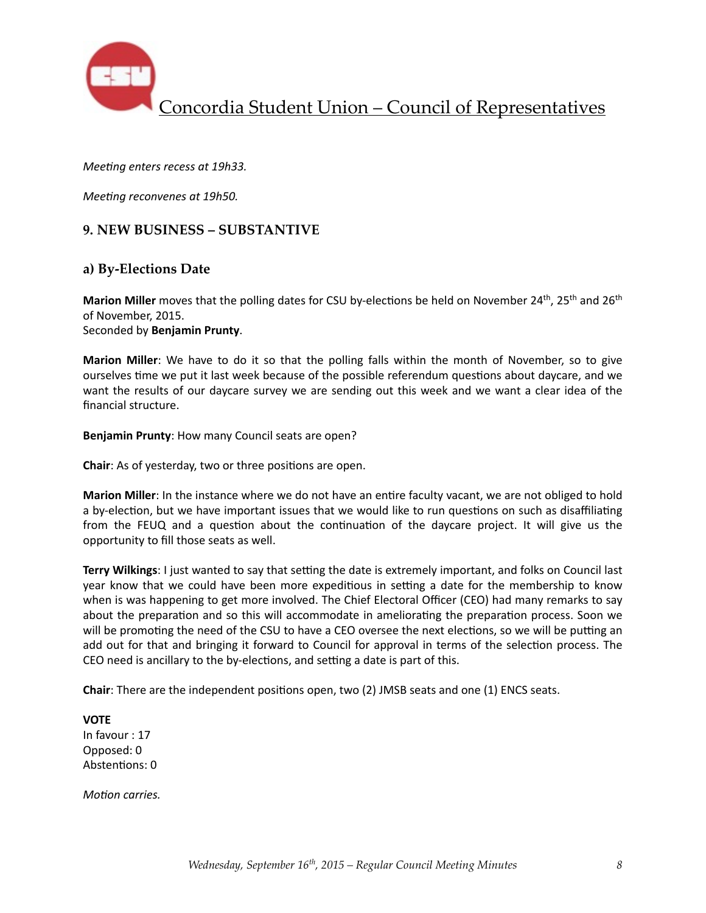*Meeting enters recess at 19h33.*

*Meeting reconvenes at 19h50.*

## 9. NEW BUSINESS – SUBSTANTIVE

### a) By-Elections Date

**Marion Miller** moves that the polling dates for CSU by-elections be held on November 24th, 25th and 26th of November, 2015.
Seconded by **Benjamin Prunty**.

**Marion Miller**: We have to do it so that the polling falls within the month of November, so to give ourselves time we put it last week because of the possible referendum questions about daycare, and we want the results of our daycare survey we are sending out this week and we want a clear idea of the financial structure.

**Benjamin Prunty**: How many Council seats are open?

**Chair**: As of yesterday, two or three positions are open.

**Marion Miller**: In the instance where we do not have an entire faculty vacant, we are not obliged to hold a by-election, but we have important issues that we would like to run questions on such as disaffiliating from the FEUQ and a question about the continuation of the daycare project. It will give us the opportunity to fill those seats as well.

**Terry Wilkings**: I just wanted to say that setting the date is extremely important, and folks on Council last year know that we could have been more expeditious in setting a date for the membership to know when is was happening to get more involved. The Chief Electoral Officer (CEO) had many remarks to say about the preparation and so this will accommodate in ameliorating the preparation process. Soon we will be promoting the need of the CSU to have a CEO oversee the next elections, so we will be putting an add out for that and bringing it forward to Council for approval in terms of the selection process. The CEO need is ancillary to the by-elections, and setting a date is part of this.

**Chair**: There are the independent positions open, two (2) JMSB seats and one (1) ENCS seats.

**VOTE**
In favour : 17
Opposed: 0
Abstentions: 0

*Motion carries.*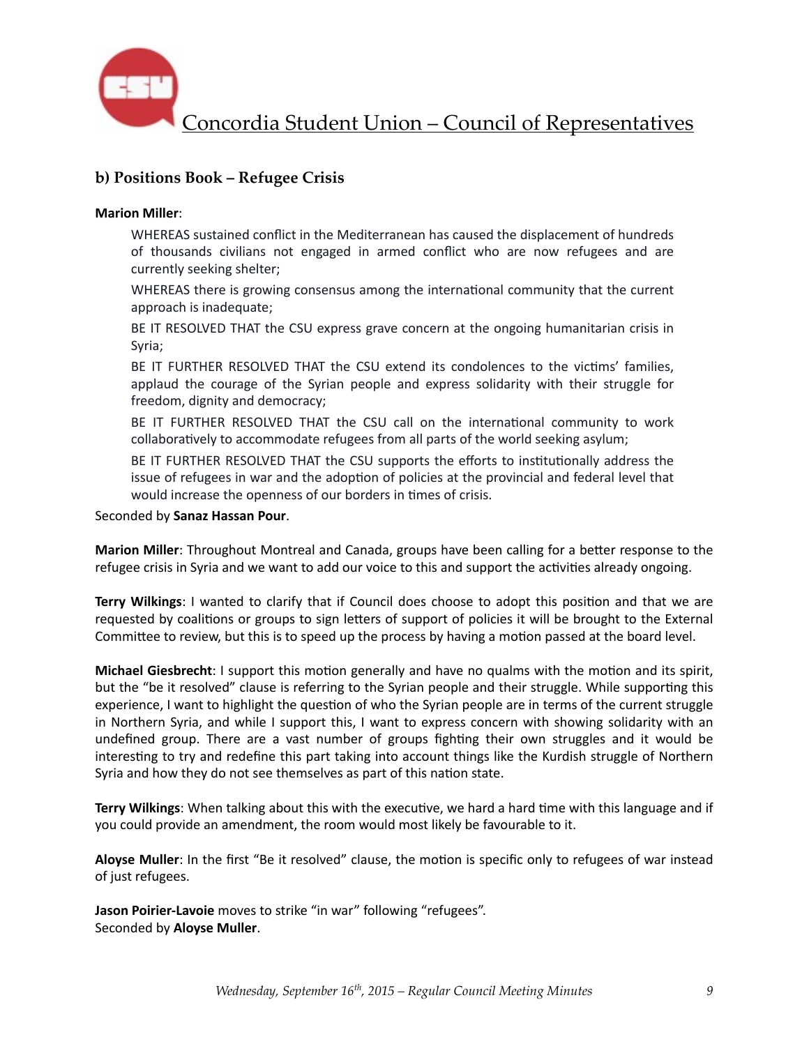### b) Positions Book – Refugee Crisis

**Marion Miller**:

> WHEREAS sustained conflict in the Mediterranean has caused the displacement of hundreds of thousands civilians not engaged in armed conflict who are now refugees and are currently seeking shelter;
>
> WHEREAS there is growing consensus among the international community that the current approach is inadequate;
>
> BE IT RESOLVED THAT the CSU express grave concern at the ongoing humanitarian crisis in Syria;
>
> BE IT FURTHER RESOLVED THAT the CSU extend its condolences to the victims' families, applaud the courage of the Syrian people and express solidarity with their struggle for freedom, dignity and democracy;
>
> BE IT FURTHER RESOLVED THAT the CSU call on the international community to work collaboratively to accommodate refugees from all parts of the world seeking asylum;
>
> BE IT FURTHER RESOLVED THAT the CSU supports the efforts to institutionally address the issue of refugees in war and the adoption of policies at the provincial and federal level that would increase the openness of our borders in times of crisis.

Seconded by **Sanaz Hassan Pour**.

**Marion Miller**: Throughout Montreal and Canada, groups have been calling for a better response to the refugee crisis in Syria and we want to add our voice to this and support the activities already ongoing.

**Terry Wilkings**: I wanted to clarify that if Council does choose to adopt this position and that we are requested by coalitions or groups to sign letters of support of policies it will be brought to the External Committee to review, but this is to speed up the process by having a motion passed at the board level.

**Michael Giesbrecht**: I support this motion generally and have no qualms with the motion and its spirit, but the "be it resolved" clause is referring to the Syrian people and their struggle. While supporting this experience, I want to highlight the question of who the Syrian people are in terms of the current struggle in Northern Syria, and while I support this, I want to express concern with showing solidarity with an undefined group. There are a vast number of groups fighting their own struggles and it would be interesting to try and redefine this part taking into account things like the Kurdish struggle of Northern Syria and how they do not see themselves as part of this nation state.

**Terry Wilkings**: When talking about this with the executive, we hard a hard time with this language and if you could provide an amendment, the room would most likely be favourable to it.

**Aloyse Muller**: In the first "Be it resolved" clause, the motion is specific only to refugees of war instead of just refugees.

**Jason Poirier-Lavoie** moves to strike "in war" following "refugees".
Seconded by **Aloyse Muller**.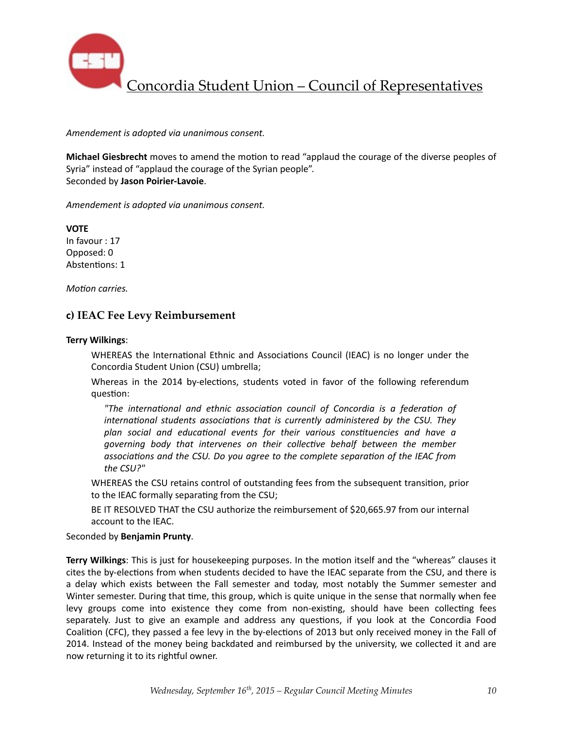*Amendement is adopted via unanimous consent.*

**Michael Giesbrecht** moves to amend the motion to read "applaud the courage of the diverse peoples of Syria" instead of "applaud the courage of the Syrian people".
Seconded by **Jason Poirier-Lavoie**.

*Amendement is adopted via unanimous consent.*

**VOTE**
In favour : 17
Opposed: 0
Abstentions: 1

*Motion carries.*

## c) IEAC Fee Levy Reimbursement

**Terry Wilkings**:

> WHEREAS the International Ethnic and Associations Council (IEAC) is no longer under the Concordia Student Union (CSU) umbrella;
>
> Whereas in the 2014 by-elections, students voted in favor of the following referendum question:
>
> > *"The international and ethnic association council of Concordia is a federation of international students associations that is currently administered by the CSU. They plan social and educational events for their various constituencies and have a governing body that intervenes on their collective behalf between the member associations and the CSU. Do you agree to the complete separation of the IEAC from the CSU?"*
>
> WHEREAS the CSU retains control of outstanding fees from the subsequent transition, prior to the IEAC formally separating from the CSU;
>
> BE IT RESOLVED THAT the CSU authorize the reimbursement of $20,665.97 from our internal account to the IEAC.

Seconded by **Benjamin Prunty**.

**Terry Wilkings**: This is just for housekeeping purposes. In the motion itself and the "whereas" clauses it cites the by-elections from when students decided to have the IEAC separate from the CSU, and there is a delay which exists between the Fall semester and today, most notably the Summer semester and Winter semester. During that time, this group, which is quite unique in the sense that normally when fee levy groups come into existence they come from non-existing, should have been collecting fees separately. Just to give an example and address any questions, if you look at the Concordia Food Coalition (CFC), they passed a fee levy in the by-elections of 2013 but only received money in the Fall of 2014. Instead of the money being backdated and reimbursed by the university, we collected it and are now returning it to its rightful owner.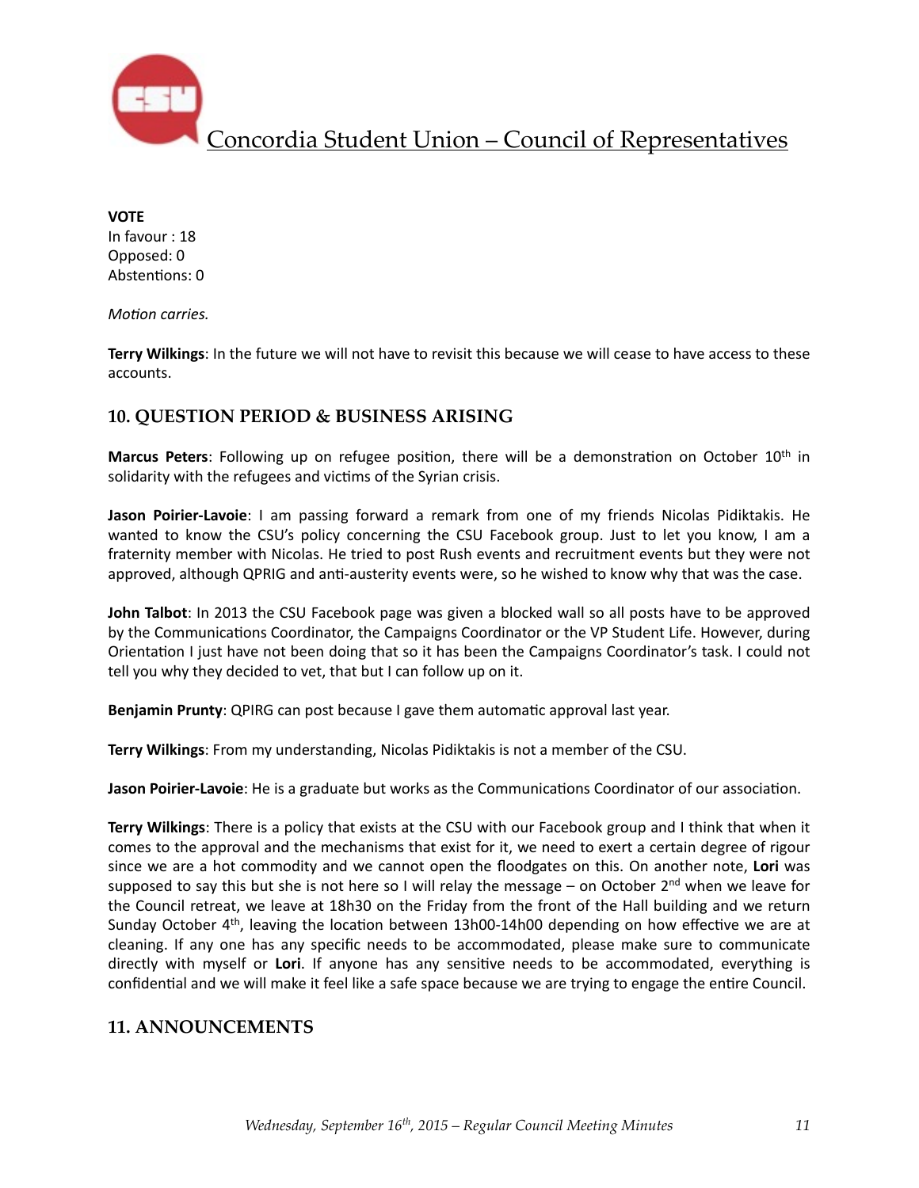**VOTE**
In favour : 18
Opposed: 0
Abstentions: 0

*Motion carries.*

**Terry Wilkings**: In the future we will not have to revisit this because we will cease to have access to these accounts.

## 10. QUESTION PERIOD & BUSINESS ARISING

**Marcus Peters**: Following up on refugee position, there will be a demonstration on October 10th in solidarity with the refugees and victims of the Syrian crisis.

**Jason Poirier-Lavoie**: I am passing forward a remark from one of my friends Nicolas Pidiktakis. He wanted to know the CSU's policy concerning the CSU Facebook group. Just to let you know, I am a fraternity member with Nicolas. He tried to post Rush events and recruitment events but they were not approved, although QPRIG and anti-austerity events were, so he wished to know why that was the case.

**John Talbot**: In 2013 the CSU Facebook page was given a blocked wall so all posts have to be approved by the Communications Coordinator, the Campaigns Coordinator or the VP Student Life. However, during Orientation I just have not been doing that so it has been the Campaigns Coordinator's task. I could not tell you why they decided to vet, that but I can follow up on it.

**Benjamin Prunty**: QPIRG can post because I gave them automatic approval last year.

**Terry Wilkings**: From my understanding, Nicolas Pidiktakis is not a member of the CSU.

**Jason Poirier-Lavoie**: He is a graduate but works as the Communications Coordinator of our association.

**Terry Wilkings**: There is a policy that exists at the CSU with our Facebook group and I think that when it comes to the approval and the mechanisms that exist for it, we need to exert a certain degree of rigour since we are a hot commodity and we cannot open the floodgates on this. On another note, **Lori** was supposed to say this but she is not here so I will relay the message – on October 2nd when we leave for the Council retreat, we leave at 18h30 on the Friday from the front of the Hall building and we return Sunday October 4th, leaving the location between 13h00-14h00 depending on how effective we are at cleaning. If any one has any specific needs to be accommodated, please make sure to communicate directly with myself or **Lori**. If anyone has any sensitive needs to be accommodated, everything is confidential and we will make it feel like a safe space because we are trying to engage the entire Council.

## 11. ANNOUNCEMENTS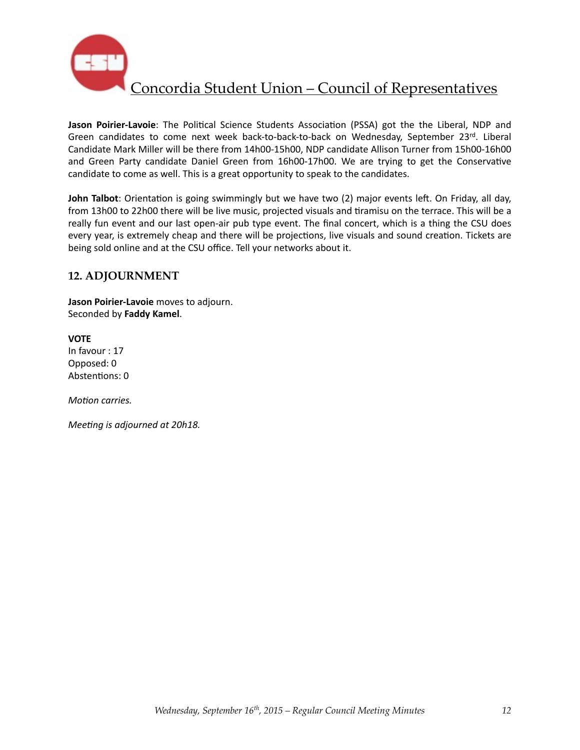**Jason Poirier-Lavoie**: The Political Science Students Association (PSSA) got the the Liberal, NDP and Green candidates to come next week back-to-back-to-back on Wednesday, September 23rd. Liberal Candidate Mark Miller will be there from 14h00-15h00, NDP candidate Allison Turner from 15h00-16h00 and Green Party candidate Daniel Green from 16h00-17h00. We are trying to get the Conservative candidate to come as well. This is a great opportunity to speak to the candidates.

**John Talbot**: Orientation is going swimmingly but we have two (2) major events left. On Friday, all day, from 13h00 to 22h00 there will be live music, projected visuals and tiramisu on the terrace. This will be a really fun event and our last open-air pub type event. The final concert, which is a thing the CSU does every year, is extremely cheap and there will be projections, live visuals and sound creation. Tickets are being sold online and at the CSU office. Tell your networks about it.

## 12. ADJOURNMENT

**Jason Poirier-Lavoie** moves to adjourn.
Seconded by **Faddy Kamel**.

**VOTE**
In favour : 17
Opposed: 0
Abstentions: 0

*Motion carries.*

*Meeting is adjourned at 20h18.*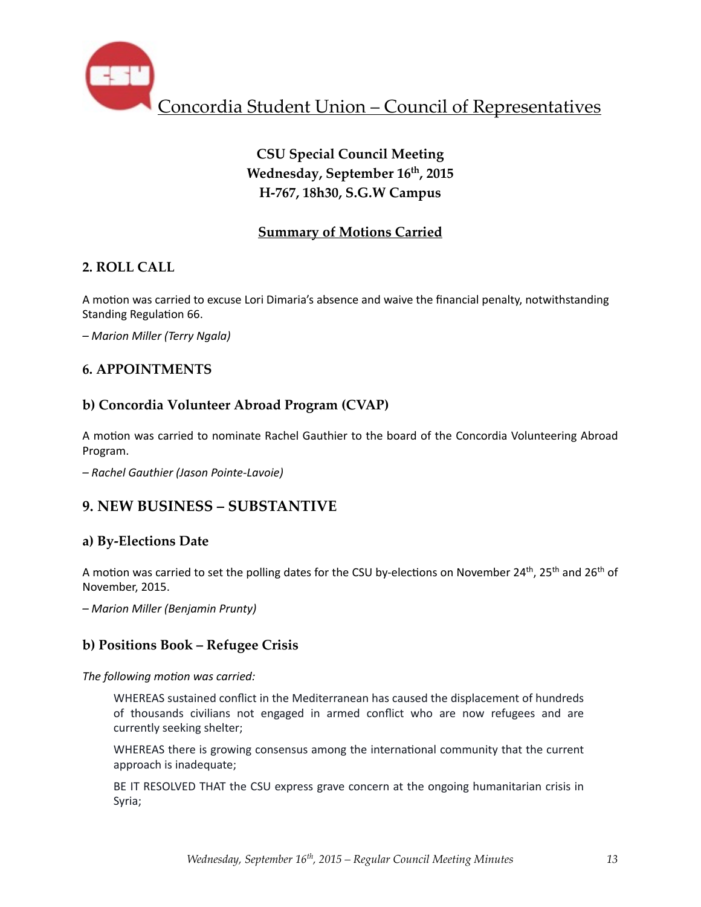Concordia Student Union – Council of Representatives

**CSU Special Council Meeting**
**Wednesday, September 16th, 2015**
**H-767, 18h30, S.G.W Campus**

**Summary of Motions Carried**

## 2. ROLL CALL

A motion was carried to excuse Lori Dimaria's absence and waive the financial penalty, notwithstanding Standing Regulation 66.

*– Marion Miller (Terry Ngala)*

## 6. APPOINTMENTS

### b) Concordia Volunteer Abroad Program (CVAP)

A motion was carried to nominate Rachel Gauthier to the board of the Concordia Volunteering Abroad Program.

*– Rachel Gauthier (Jason Pointe-Lavoie)*

## 9. NEW BUSINESS – SUBSTANTIVE

### a) By-Elections Date

A motion was carried to set the polling dates for the CSU by-elections on November 24th, 25th and 26th of November, 2015.

*– Marion Miller (Benjamin Prunty)*

### b) Positions Book – Refugee Crisis

*The following motion was carried:*

> WHEREAS sustained conflict in the Mediterranean has caused the displacement of hundreds of thousands civilians not engaged in armed conflict who are now refugees and are currently seeking shelter;
>
> WHEREAS there is growing consensus among the international community that the current approach is inadequate;
>
> BE IT RESOLVED THAT the CSU express grave concern at the ongoing humanitarian crisis in Syria;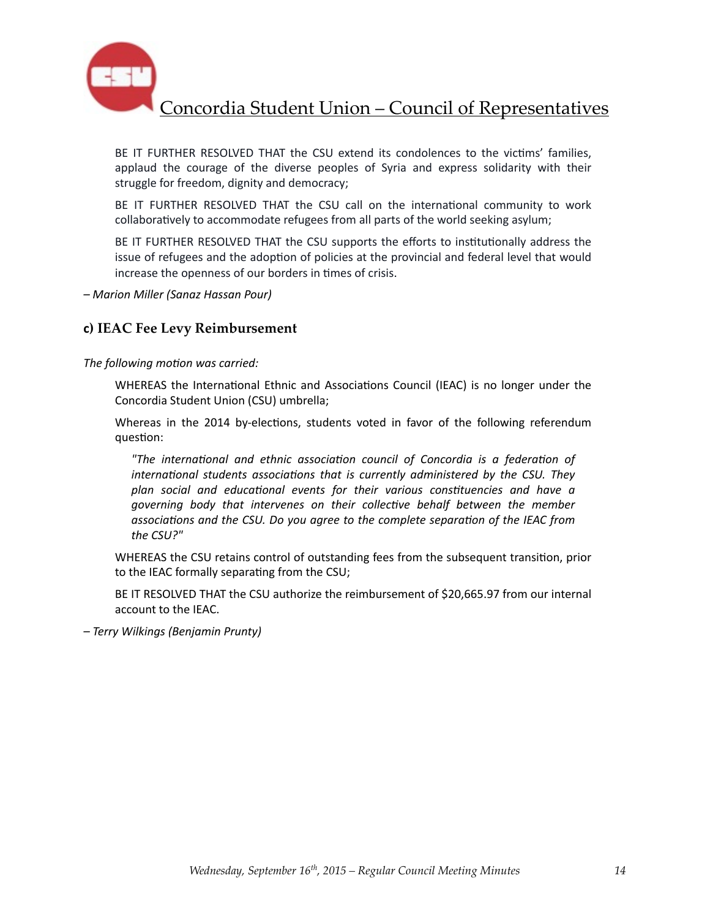BE IT FURTHER RESOLVED THAT the CSU extend its condolences to the victims' families, applaud the courage of the diverse peoples of Syria and express solidarity with their struggle for freedom, dignity and democracy;

BE IT FURTHER RESOLVED THAT the CSU call on the international community to work collaboratively to accommodate refugees from all parts of the world seeking asylum;

BE IT FURTHER RESOLVED THAT the CSU supports the efforts to institutionally address the issue of refugees and the adoption of policies at the provincial and federal level that would increase the openness of our borders in times of crisis.

*– Marion Miller (Sanaz Hassan Pour)*

### c) IEAC Fee Levy Reimbursement

*The following motion was carried:*

WHEREAS the International Ethnic and Associations Council (IEAC) is no longer under the Concordia Student Union (CSU) umbrella;

Whereas in the 2014 by-elections, students voted in favor of the following referendum question:

> *"The international and ethnic association council of Concordia is a federation of international students associations that is currently administered by the CSU. They plan social and educational events for their various constituencies and have a governing body that intervenes on their collective behalf between the member associations and the CSU. Do you agree to the complete separation of the IEAC from the CSU?"*

WHEREAS the CSU retains control of outstanding fees from the subsequent transition, prior to the IEAC formally separating from the CSU;

BE IT RESOLVED THAT the CSU authorize the reimbursement of $20,665.97 from our internal account to the IEAC.

*– Terry Wilkings (Benjamin Prunty)*